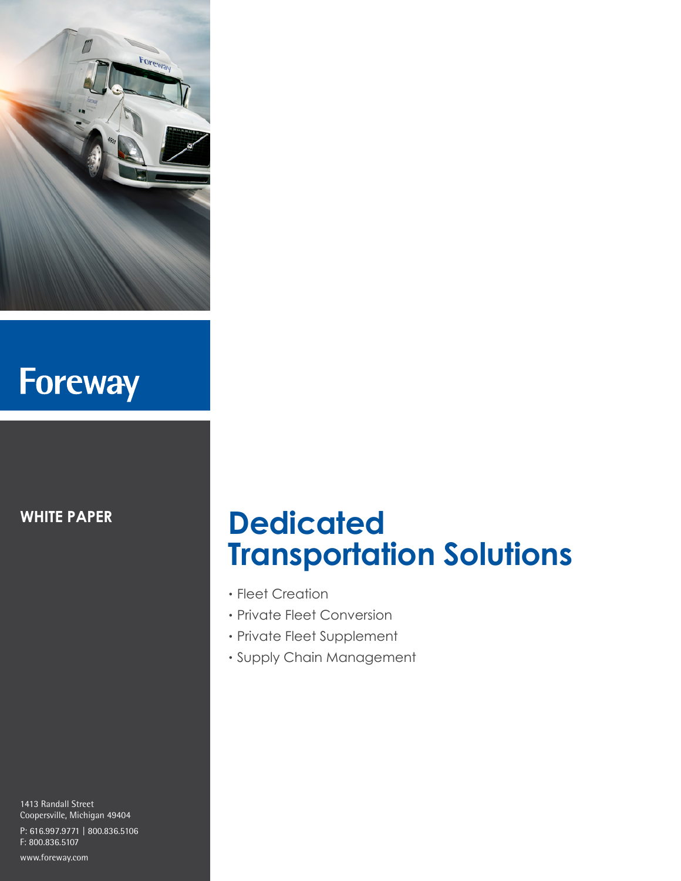Foreway

**WHITE PAPER**

# Dedicated Transportation Solutions

- Fleet Creation
- Private Fleet Conversion
- Private Fleet Supplement
- Supply Chain Management

1413 Randall Street
Coopersville, Michigan 49404

P: 616.997.9771 | 800.836.5106
F: 800.836.5107

www.foreway.com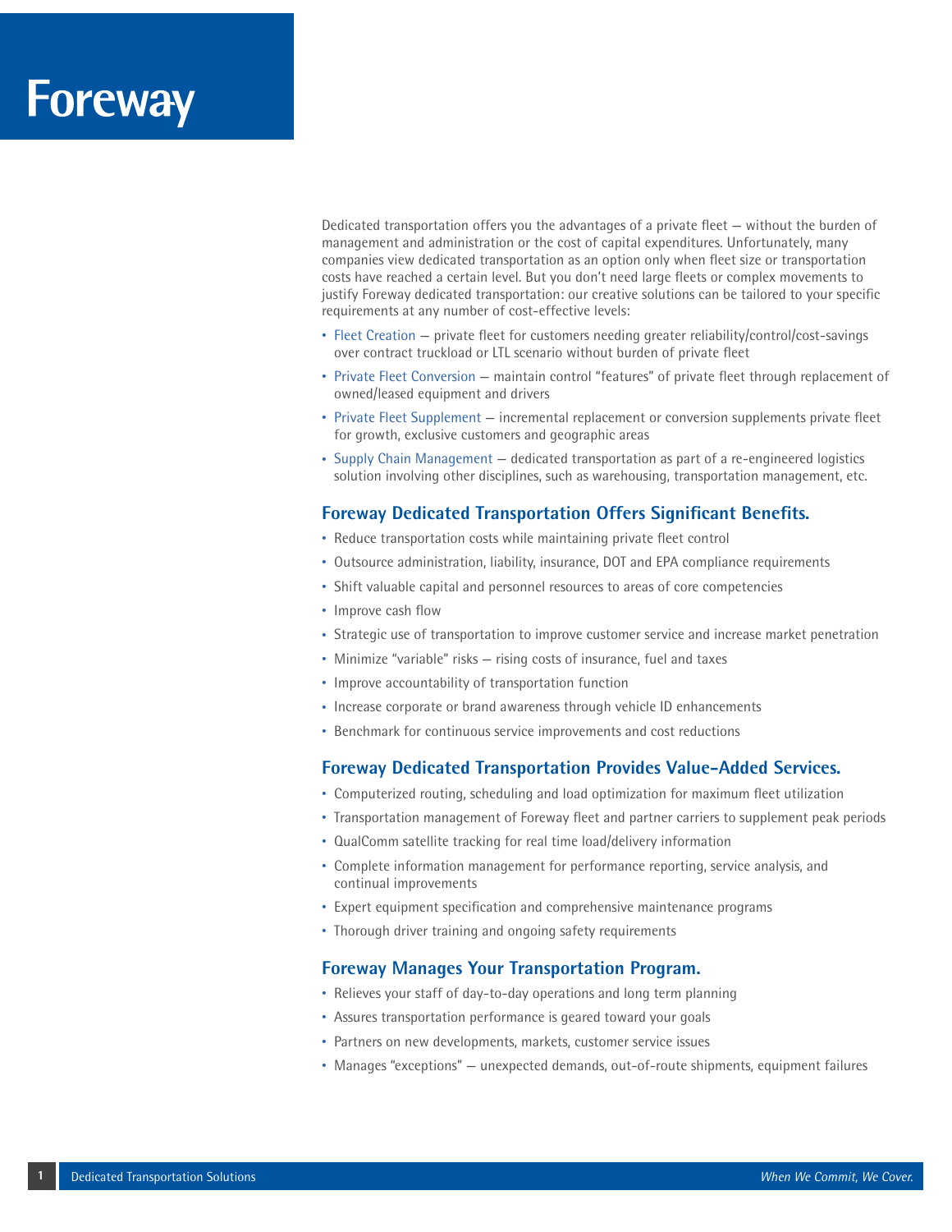# Foreway

Dedicated transportation offers you the advantages of a private fleet — without the burden of management and administration or the cost of capital expenditures. Unfortunately, many companies view dedicated transportation as an option only when fleet size or transportation costs have reached a certain level. But you don't need large fleets or complex movements to justify Foreway dedicated transportation: our creative solutions can be tailored to your specific requirements at any number of cost-effective levels:

- Fleet Creation — private fleet for customers needing greater reliability/control/cost-savings over contract truckload or LTL scenario without burden of private fleet
- Private Fleet Conversion — maintain control "features" of private fleet through replacement of owned/leased equipment and drivers
- Private Fleet Supplement — incremental replacement or conversion supplements private fleet for growth, exclusive customers and geographic areas
- Supply Chain Management — dedicated transportation as part of a re-engineered logistics solution involving other disciplines, such as warehousing, transportation management, etc.

## Foreway Dedicated Transportation Offers Significant Benefits.

- Reduce transportation costs while maintaining private fleet control
- Outsource administration, liability, insurance, DOT and EPA compliance requirements
- Shift valuable capital and personnel resources to areas of core competencies
- Improve cash flow
- Strategic use of transportation to improve customer service and increase market penetration
- Minimize "variable" risks — rising costs of insurance, fuel and taxes
- Improve accountability of transportation function
- Increase corporate or brand awareness through vehicle ID enhancements
- Benchmark for continuous service improvements and cost reductions

## Foreway Dedicated Transportation Provides Value-Added Services.

- Computerized routing, scheduling and load optimization for maximum fleet utilization
- Transportation management of Foreway fleet and partner carriers to supplement peak periods
- QualComm satellite tracking for real time load/delivery information
- Complete information management for performance reporting, service analysis, and continual improvements
- Expert equipment specification and comprehensive maintenance programs
- Thorough driver training and ongoing safety requirements

## Foreway Manages Your Transportation Program.

- Relieves your staff of day-to-day operations and long term planning
- Assures transportation performance is geared toward your goals
- Partners on new developments, markets, customer service issues
- Manages "exceptions" — unexpected demands, out-of-route shipments, equipment failures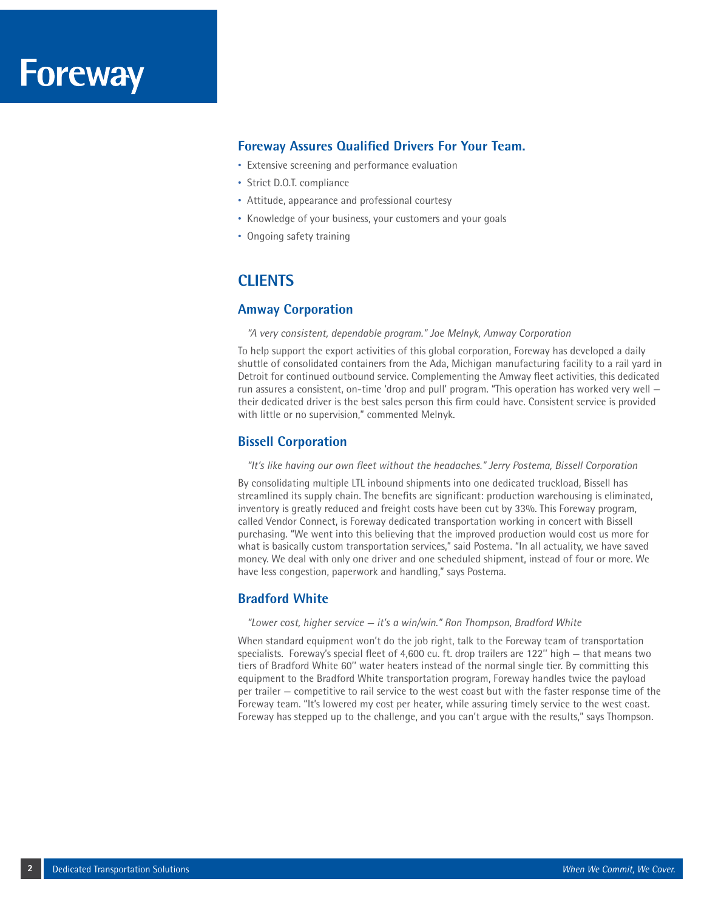# Foreway

## Foreway Assures Qualified Drivers For Your Team.

- Extensive screening and performance evaluation
- Strict D.O.T. compliance
- Attitude, appearance and professional courtesy
- Knowledge of your business, your customers and your goals
- Ongoing safety training

## CLIENTS

### Amway Corporation

*"A very consistent, dependable program." Joe Melnyk, Amway Corporation*

To help support the export activities of this global corporation, Foreway has developed a daily shuttle of consolidated containers from the Ada, Michigan manufacturing facility to a rail yard in Detroit for continued outbound service. Complementing the Amway fleet activities, this dedicated run assures a consistent, on-time 'drop and pull' program. "This operation has worked very well — their dedicated driver is the best sales person this firm could have. Consistent service is provided with little or no supervision," commented Melnyk.

### Bissell Corporation

*"It's like having our own fleet without the headaches." Jerry Postema, Bissell Corporation*

By consolidating multiple LTL inbound shipments into one dedicated truckload, Bissell has streamlined its supply chain. The benefits are significant: production warehousing is eliminated, inventory is greatly reduced and freight costs have been cut by 33%. This Foreway program, called Vendor Connect, is Foreway dedicated transportation working in concert with Bissell purchasing. "We went into this believing that the improved production would cost us more for what is basically custom transportation services," said Postema. "In all actuality, we have saved money. We deal with only one driver and one scheduled shipment, instead of four or more. We have less congestion, paperwork and handling," says Postema.

### Bradford White

*"Lower cost, higher service — it's a win/win." Ron Thompson, Bradford White*

When standard equipment won't do the job right, talk to the Foreway team of transportation specialists. Foreway's special fleet of 4,600 cu. ft. drop trailers are 122" high — that means two tiers of Bradford White 60" water heaters instead of the normal single tier. By committing this equipment to the Bradford White transportation program, Foreway handles twice the payload per trailer — competitive to rail service to the west coast but with the faster response time of the Foreway team. "It's lowered my cost per heater, while assuring timely service to the west coast. Foreway has stepped up to the challenge, and you can't argue with the results," says Thompson.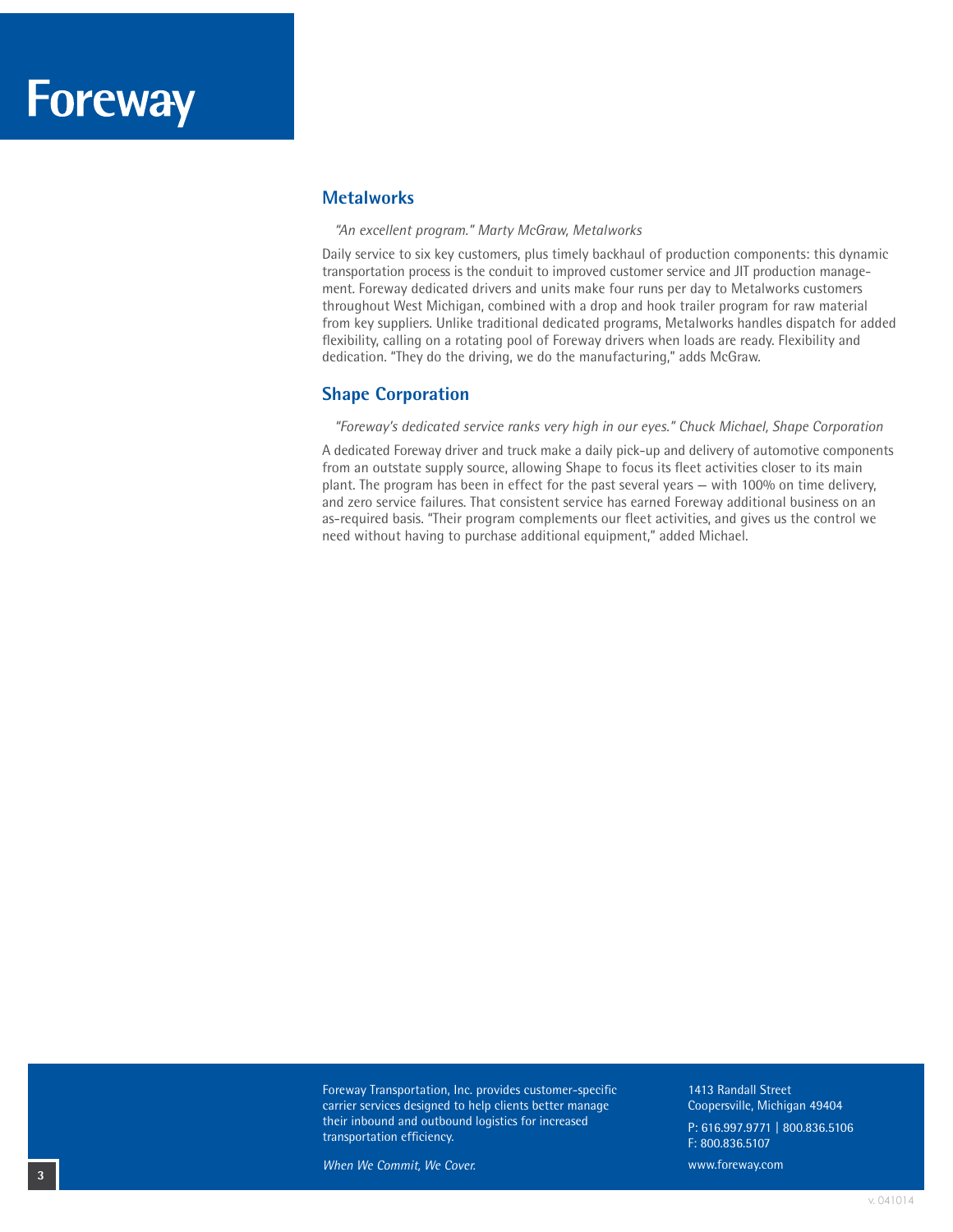# Foreway

## Metalworks

*"An excellent program." Marty McGraw, Metalworks*

Daily service to six key customers, plus timely backhaul of production components: this dynamic transportation process is the conduit to improved customer service and JIT production management. Foreway dedicated drivers and units make four runs per day to Metalworks customers throughout West Michigan, combined with a drop and hook trailer program for raw material from key suppliers. Unlike traditional dedicated programs, Metalworks handles dispatch for added flexibility, calling on a rotating pool of Foreway drivers when loads are ready. Flexibility and dedication. "They do the driving, we do the manufacturing," adds McGraw.

## Shape Corporation

*"Foreway's dedicated service ranks very high in our eyes." Chuck Michael, Shape Corporation*

A dedicated Foreway driver and truck make a daily pick-up and delivery of automotive components from an outstate supply source, allowing Shape to focus its fleet activities closer to its main plant. The program has been in effect for the past several years — with 100% on time delivery, and zero service failures. That consistent service has earned Foreway additional business on an as-required basis. "Their program complements our fleet activities, and gives us the control we need without having to purchase additional equipment," added Michael.

Foreway Transportation, Inc. provides customer-specific carrier services designed to help clients better manage their inbound and outbound logistics for increased transportation efficiency.

*When We Commit, We Cover.*

1413 Randall Street
Coopersville, Michigan 49404

P: 616.997.9771 | 800.836.5106
F: 800.836.5107

www.foreway.com

v. 041014